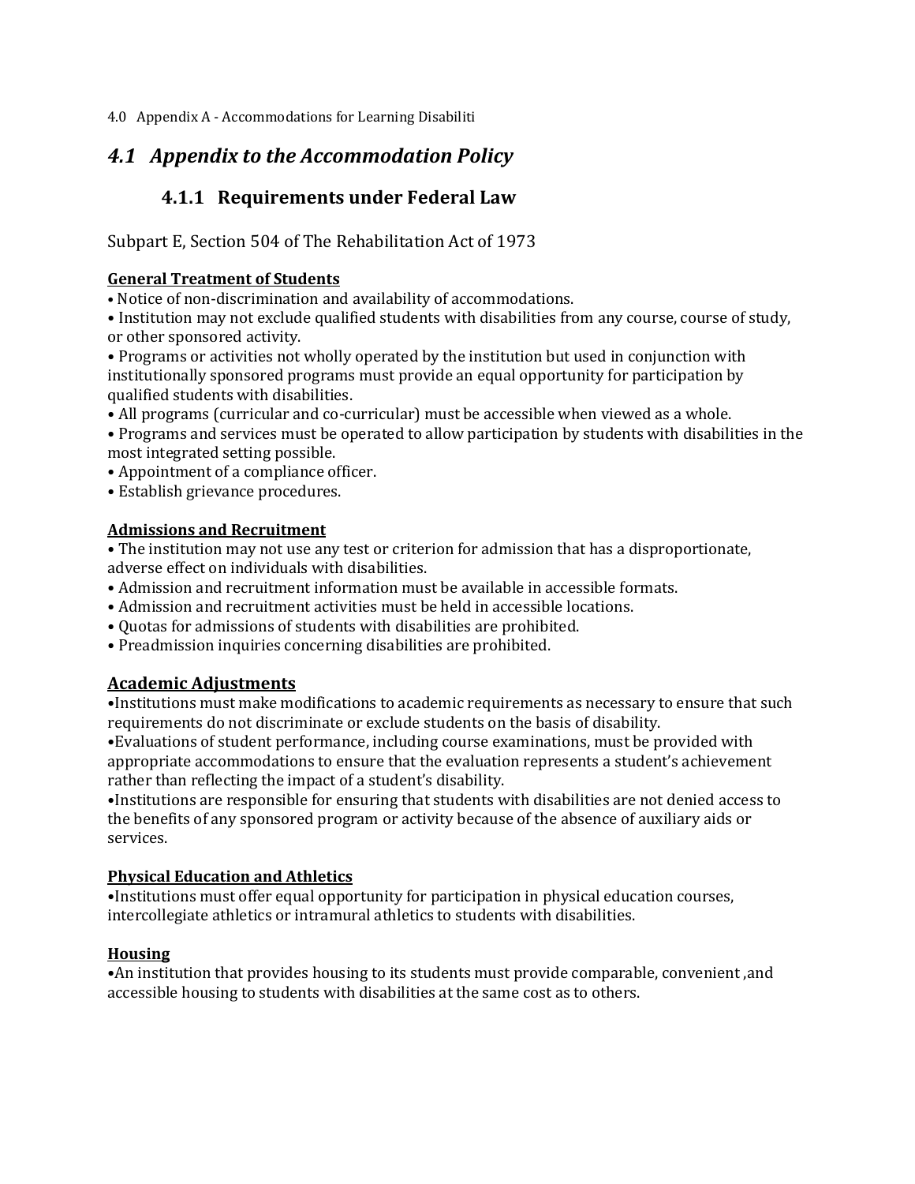4.0 Appendix A - Accommodations for Learning Disabiliti

## *4.1 Appendix to the Accommodation Policy*

### 4.1.1 Requirements under Federal Law

Subpart E, Section 504 of The Rehabilitation Act of 1973

**General Treatment of Students**

- Notice of non-discrimination and availability of accommodations.
- Institution may not exclude qualified students with disabilities from any course, course of study, or other sponsored activity.
- Programs or activities not wholly operated by the institution but used in conjunction with institutionally sponsored programs must provide an equal opportunity for participation by qualified students with disabilities.
- All programs (curricular and co-curricular) must be accessible when viewed as a whole.
- Programs and services must be operated to allow participation by students with disabilities in the most integrated setting possible.
- Appointment of a compliance officer.
- Establish grievance procedures.

**Admissions and Recruitment**

- The institution may not use any test or criterion for admission that has a disproportionate, adverse effect on individuals with disabilities.
- Admission and recruitment information must be available in accessible formats.
- Admission and recruitment activities must be held in accessible locations.
- Quotas for admissions of students with disabilities are prohibited.
- Preadmission inquiries concerning disabilities are prohibited.

**Academic Adjustments**

- Institutions must make modifications to academic requirements as necessary to ensure that such requirements do not discriminate or exclude students on the basis of disability.
- Evaluations of student performance, including course examinations, must be provided with appropriate accommodations to ensure that the evaluation represents a student's achievement rather than reflecting the impact of a student's disability.
- Institutions are responsible for ensuring that students with disabilities are not denied access to the benefits of any sponsored program or activity because of the absence of auxiliary aids or services.

**Physical Education and Athletics**

- Institutions must offer equal opportunity for participation in physical education courses, intercollegiate athletics or intramural athletics to students with disabilities.

**Housing**

- An institution that provides housing to its students must provide comparable, convenient ,and accessible housing to students with disabilities at the same cost as to others.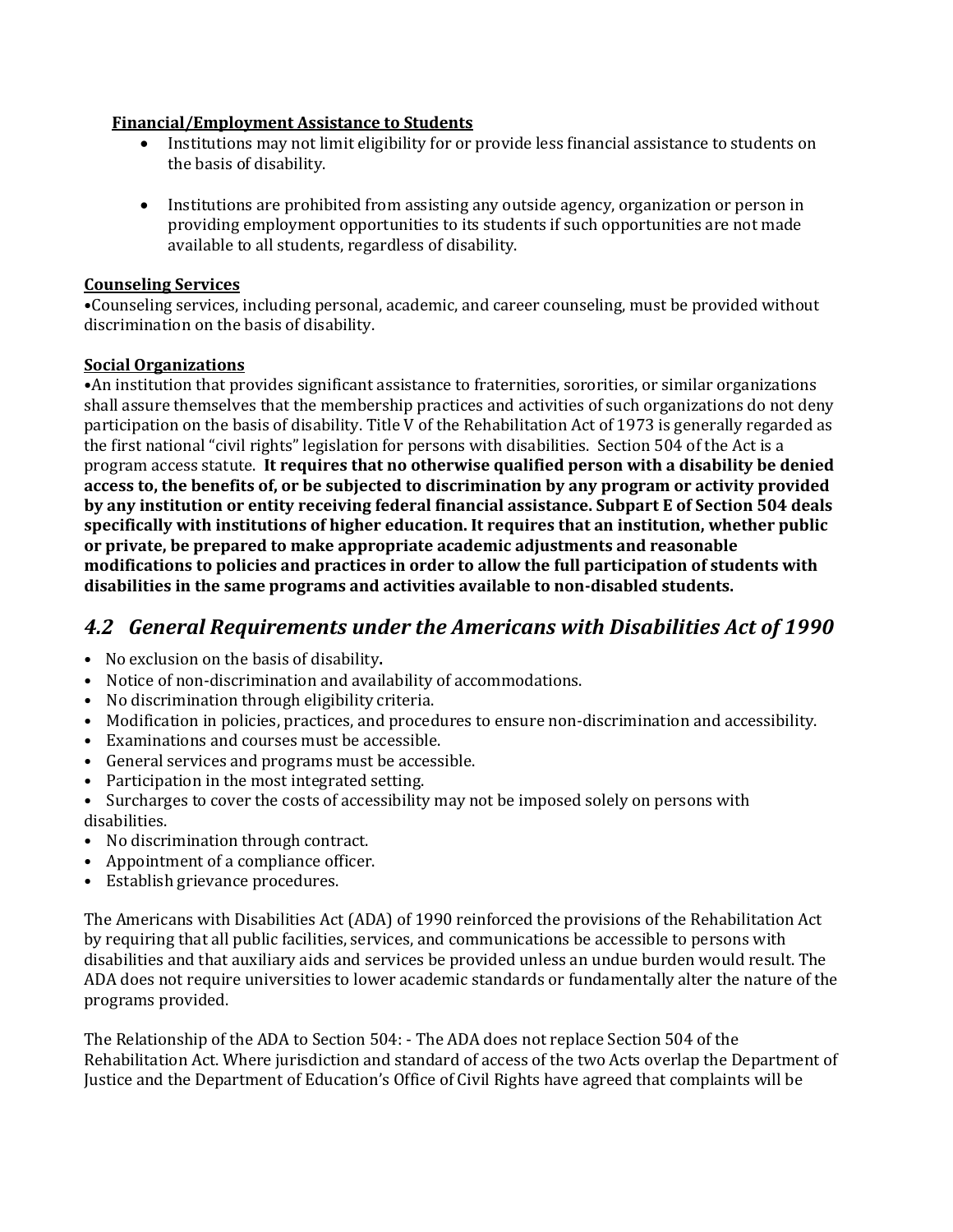**Financial/Employment Assistance to Students**

- Institutions may not limit eligibility for or provide less financial assistance to students on the basis of disability.
- Institutions are prohibited from assisting any outside agency, organization or person in providing employment opportunities to its students if such opportunities are not made available to all students, regardless of disability.

**Counseling Services**

•Counseling services, including personal, academic, and career counseling, must be provided without discrimination on the basis of disability.

**Social Organizations**

•An institution that provides significant assistance to fraternities, sororities, or similar organizations shall assure themselves that the membership practices and activities of such organizations do not deny participation on the basis of disability. Title V of the Rehabilitation Act of 1973 is generally regarded as the first national "civil rights" legislation for persons with disabilities. Section 504 of the Act is a program access statute. **It requires that no otherwise qualified person with a disability be denied access to, the benefits of, or be subjected to discrimination by any program or activity provided by any institution or entity receiving federal financial assistance. Subpart E of Section 504 deals specifically with institutions of higher education. It requires that an institution, whether public or private, be prepared to make appropriate academic adjustments and reasonable modifications to policies and practices in order to allow the full participation of students with disabilities in the same programs and activities available to non-disabled students.**

## *4.2 General Requirements under the Americans with Disabilities Act of 1990*

- No exclusion on the basis of disability**.**
- Notice of non-discrimination and availability of accommodations.
- No discrimination through eligibility criteria.
- Modification in policies, practices, and procedures to ensure non-discrimination and accessibility.
- Examinations and courses must be accessible.
- General services and programs must be accessible.
- Participation in the most integrated setting.
- Surcharges to cover the costs of accessibility may not be imposed solely on persons with disabilities.
- No discrimination through contract.
- Appointment of a compliance officer.
- Establish grievance procedures.

The Americans with Disabilities Act (ADA) of 1990 reinforced the provisions of the Rehabilitation Act by requiring that all public facilities, services, and communications be accessible to persons with disabilities and that auxiliary aids and services be provided unless an undue burden would result. The ADA does not require universities to lower academic standards or fundamentally alter the nature of the programs provided.

The Relationship of the ADA to Section 504: - The ADA does not replace Section 504 of the Rehabilitation Act. Where jurisdiction and standard of access of the two Acts overlap the Department of Justice and the Department of Education's Office of Civil Rights have agreed that complaints will be